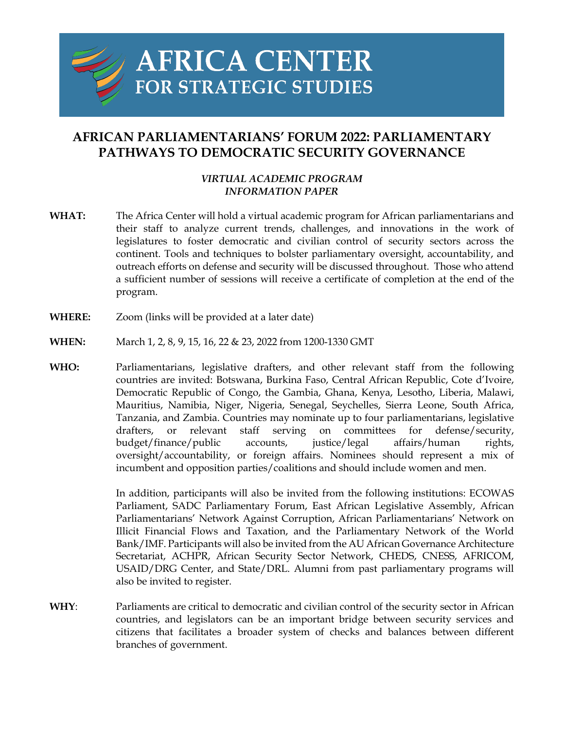# AFRICA CENTER FOR STRATEGIC STUDIES

## AFRICAN PARLIAMENTARIANS' FORUM 2022: PARLIAMENTARY PATHWAYS TO DEMOCRATIC SECURITY GOVERNANCE

*VIRTUAL ACADEMIC PROGRAM*
*INFORMATION PAPER*

**WHAT:** The Africa Center will hold a virtual academic program for African parliamentarians and their staff to analyze current trends, challenges, and innovations in the work of legislatures to foster democratic and civilian control of security sectors across the continent. Tools and techniques to bolster parliamentary oversight, accountability, and outreach efforts on defense and security will be discussed throughout. Those who attend a sufficient number of sessions will receive a certificate of completion at the end of the program.

**WHERE:** Zoom (links will be provided at a later date)

**WHEN:** March 1, 2, 8, 9, 15, 16, 22 & 23, 2022 from 1200-1330 GMT

**WHO:** Parliamentarians, legislative drafters, and other relevant staff from the following countries are invited: Botswana, Burkina Faso, Central African Republic, Cote d'Ivoire, Democratic Republic of Congo, the Gambia, Ghana, Kenya, Lesotho, Liberia, Malawi, Mauritius, Namibia, Niger, Nigeria, Senegal, Seychelles, Sierra Leone, South Africa, Tanzania, and Zambia. Countries may nominate up to four parliamentarians, legislative drafters, or relevant staff serving on committees for defense/security, budget/finance/public accounts, justice/legal affairs/human rights, oversight/accountability, or foreign affairs. Nominees should represent a mix of incumbent and opposition parties/coalitions and should include women and men.

In addition, participants will also be invited from the following institutions: ECOWAS Parliament, SADC Parliamentary Forum, East African Legislative Assembly, African Parliamentarians' Network Against Corruption, African Parliamentarians' Network on Illicit Financial Flows and Taxation, and the Parliamentary Network of the World Bank/IMF. Participants will also be invited from the AU African Governance Architecture Secretariat, ACHPR, African Security Sector Network, CHEDS, CNESS, AFRICOM, USAID/DRG Center, and State/DRL. Alumni from past parliamentary programs will also be invited to register.

**WHY**: Parliaments are critical to democratic and civilian control of the security sector in African countries, and legislators can be an important bridge between security services and citizens that facilitates a broader system of checks and balances between different branches of government.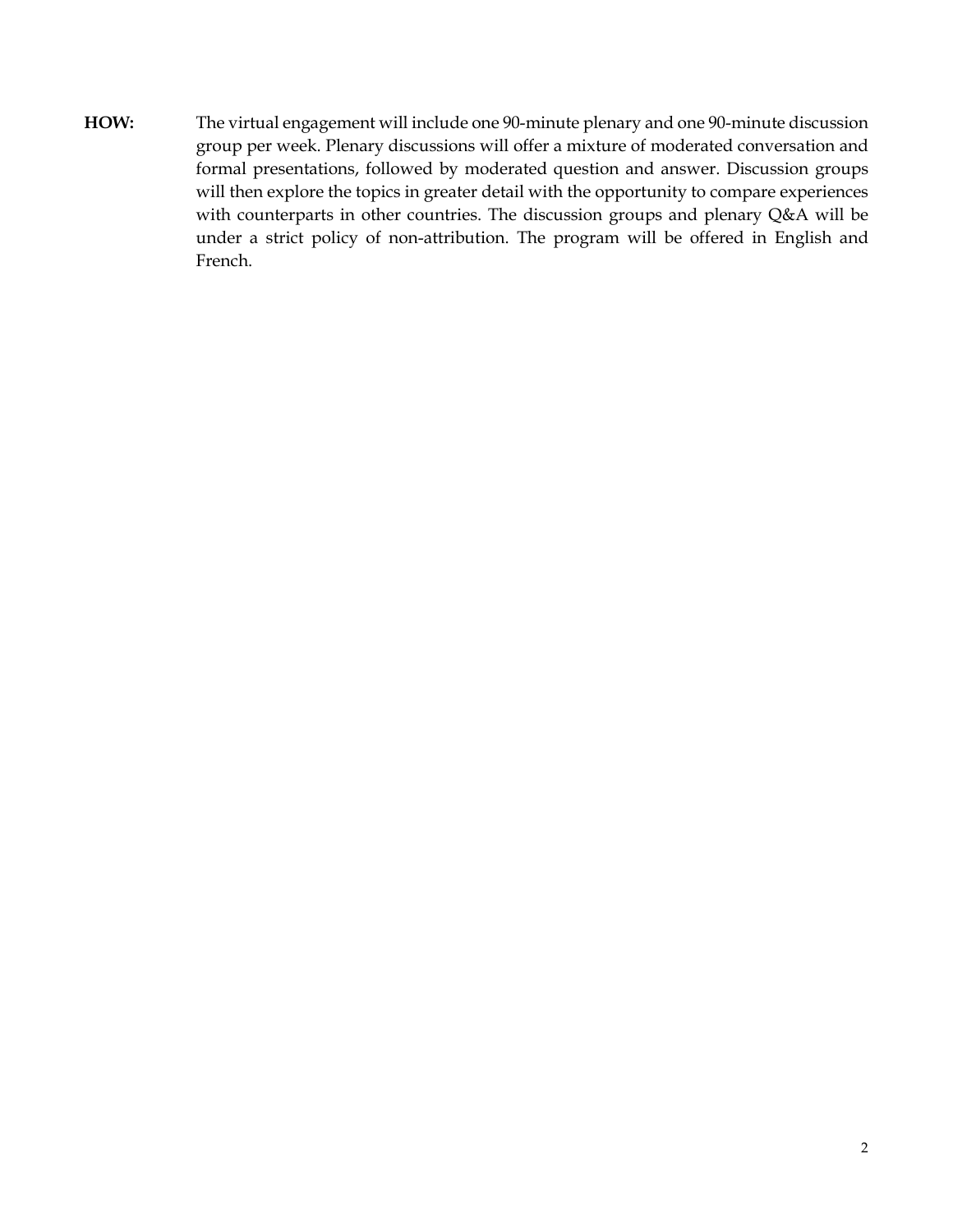**HOW:** The virtual engagement will include one 90-minute plenary and one 90-minute discussion group per week. Plenary discussions will offer a mixture of moderated conversation and formal presentations, followed by moderated question and answer. Discussion groups will then explore the topics in greater detail with the opportunity to compare experiences with counterparts in other countries. The discussion groups and plenary Q&A will be under a strict policy of non-attribution. The program will be offered in English and French.